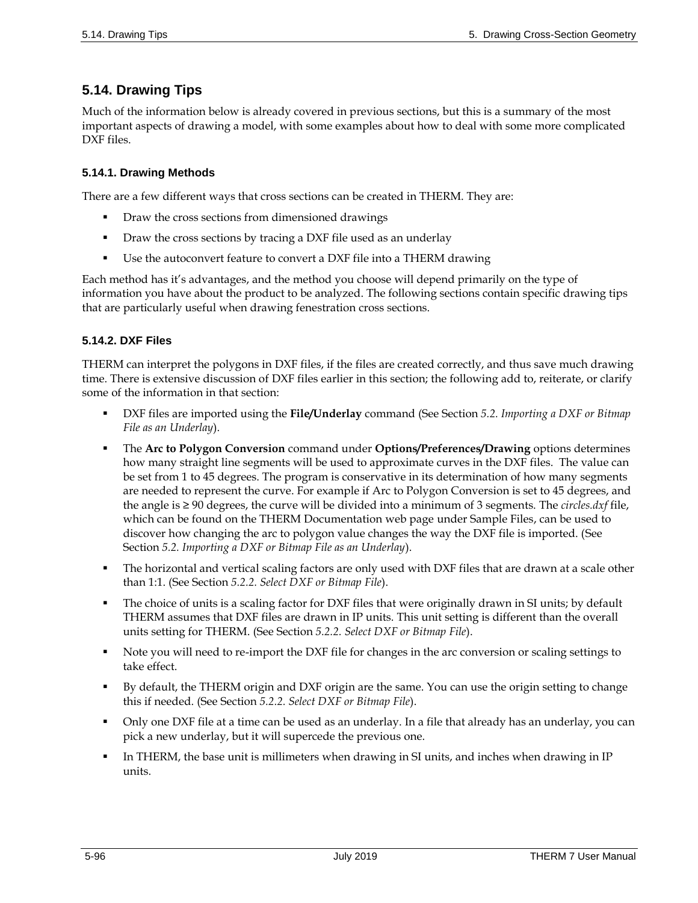## 5.14. Drawing Tips

Much of the information below is already covered in previous sections, but this is a summary of the most important aspects of drawing a model, with some examples about how to deal with some more complicated DXF files.

### 5.14.1. Drawing Methods

There are a few different ways that cross sections can be created in THERM. They are:

- Draw the cross sections from dimensioned drawings
- Draw the cross sections by tracing a DXF file used as an underlay
- Use the autoconvert feature to convert a DXF file into a THERM drawing

Each method has it's advantages, and the method you choose will depend primarily on the type of information you have about the product to be analyzed. The following sections contain specific drawing tips that are particularly useful when drawing fenestration cross sections.

### 5.14.2. DXF Files

THERM can interpret the polygons in DXF files, if the files are created correctly, and thus save much drawing time. There is extensive discussion of DXF files earlier in this section; the following add to, reiterate, or clarify some of the information in that section:

- DXF files are imported using the **File/Underlay** command (See Section *5.2. Importing a DXF or Bitmap File as an Underlay*).
- The **Arc to Polygon Conversion** command under **Options/Preferences/Drawing** options determines how many straight line segments will be used to approximate curves in the DXF files. The value can be set from 1 to 45 degrees. The program is conservative in its determination of how many segments are needed to represent the curve. For example if Arc to Polygon Conversion is set to 45 degrees, and the angle is ≥ 90 degrees, the curve will be divided into a minimum of 3 segments. The *circles.dxf* file, which can be found on the THERM Documentation web page under Sample Files, can be used to discover how changing the arc to polygon value changes the way the DXF file is imported. (See Section *5.2. Importing a DXF or Bitmap File as an Underlay*).
- The horizontal and vertical scaling factors are only used with DXF files that are drawn at a scale other than 1:1. (See Section *5.2.2. Select DXF or Bitmap File*).
- The choice of units is a scaling factor for DXF files that were originally drawn in SI units; by default THERM assumes that DXF files are drawn in IP units. This unit setting is different than the overall units setting for THERM. (See Section *5.2.2. Select DXF or Bitmap File*).
- Note you will need to re-import the DXF file for changes in the arc conversion or scaling settings to take effect.
- By default, the THERM origin and DXF origin are the same. You can use the origin setting to change this if needed. (See Section *5.2.2. Select DXF or Bitmap File*).
- Only one DXF file at a time can be used as an underlay. In a file that already has an underlay, you can pick a new underlay, but it will supercede the previous one.
- In THERM, the base unit is millimeters when drawing in SI units, and inches when drawing in IP units.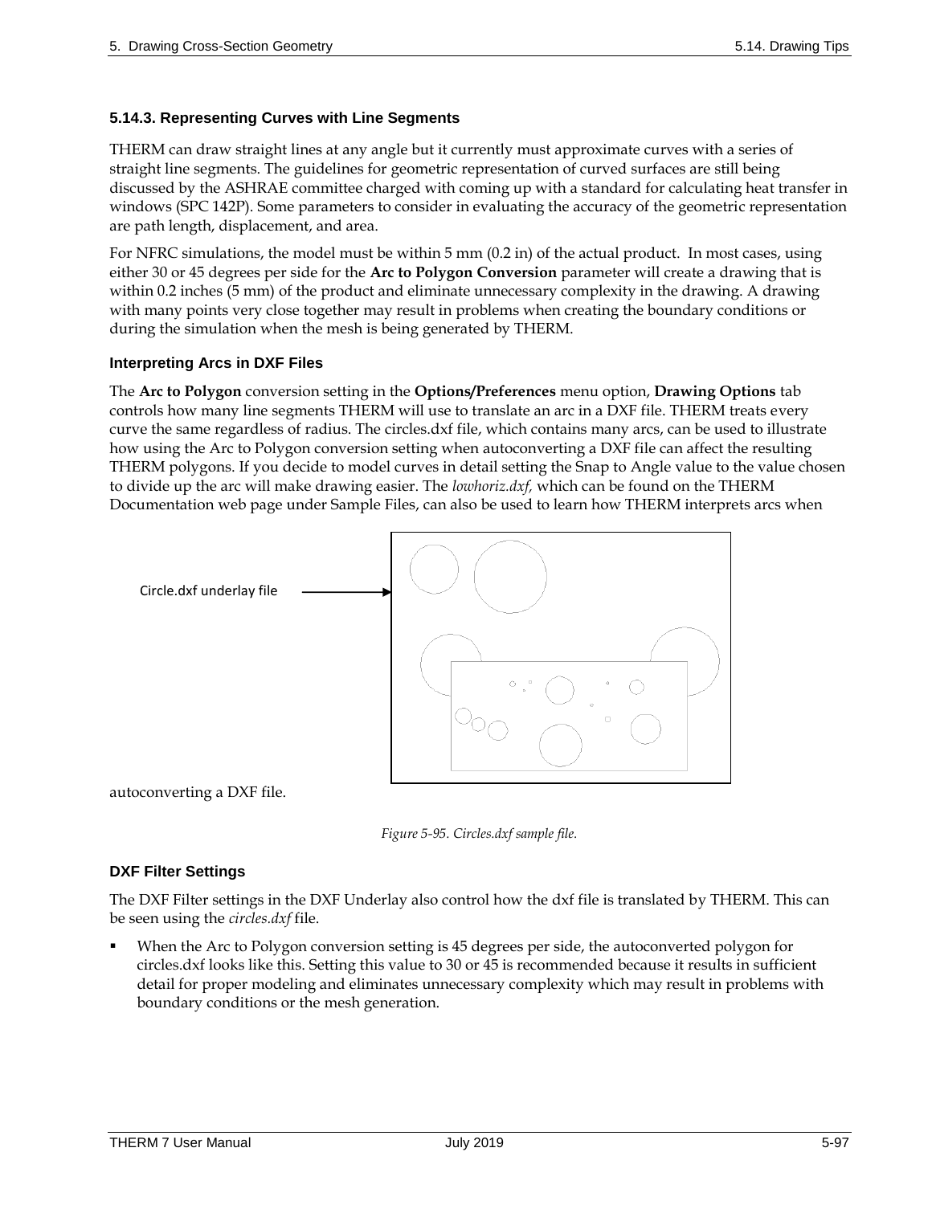### 5.14.3. Representing Curves with Line Segments

THERM can draw straight lines at any angle but it currently must approximate curves with a series of straight line segments. The guidelines for geometric representation of curved surfaces are still being discussed by the ASHRAE committee charged with coming up with a standard for calculating heat transfer in windows (SPC 142P). Some parameters to consider in evaluating the accuracy of the geometric representation are path length, displacement, and area.

For NFRC simulations, the model must be within 5 mm (0.2 in) of the actual product.  In most cases, using either 30 or 45 degrees per side for the **Arc to Polygon Conversion** parameter will create a drawing that is within 0.2 inches (5 mm) of the product and eliminate unnecessary complexity in the drawing. A drawing with many points very close together may result in problems when creating the boundary conditions or during the simulation when the mesh is being generated by THERM.

#### Interpreting Arcs in DXF Files

The **Arc to Polygon** conversion setting in the **Options/Preferences** menu option, **Drawing Options** tab controls how many line segments THERM will use to translate an arc in a DXF file. THERM treats every curve the same regardless of radius. The circles.dxf file, which contains many arcs, can be used to illustrate how using the Arc to Polygon conversion setting when autoconverting a DXF file can affect the resulting THERM polygons. If you decide to model curves in detail setting the Snap to Angle value to the value chosen to divide up the arc will make drawing easier. The *lowhoriz.dxf,* which can be found on the THERM Documentation web page under Sample Files, can also be used to learn how THERM interprets arcs when autoconverting a DXF file.

Circle.dxf underlay file

*Figure 5-95. Circles.dxf sample file.*

#### DXF Filter Settings

The DXF Filter settings in the DXF Underlay also control how the dxf file is translated by THERM. This can be seen using the *circles.dxf* file.

- When the Arc to Polygon conversion setting is 45 degrees per side, the autoconverted polygon for circles.dxf looks like this. Setting this value to 30 or 45 is recommended because it results in sufficient detail for proper modeling and eliminates unnecessary complexity which may result in problems with boundary conditions or the mesh generation.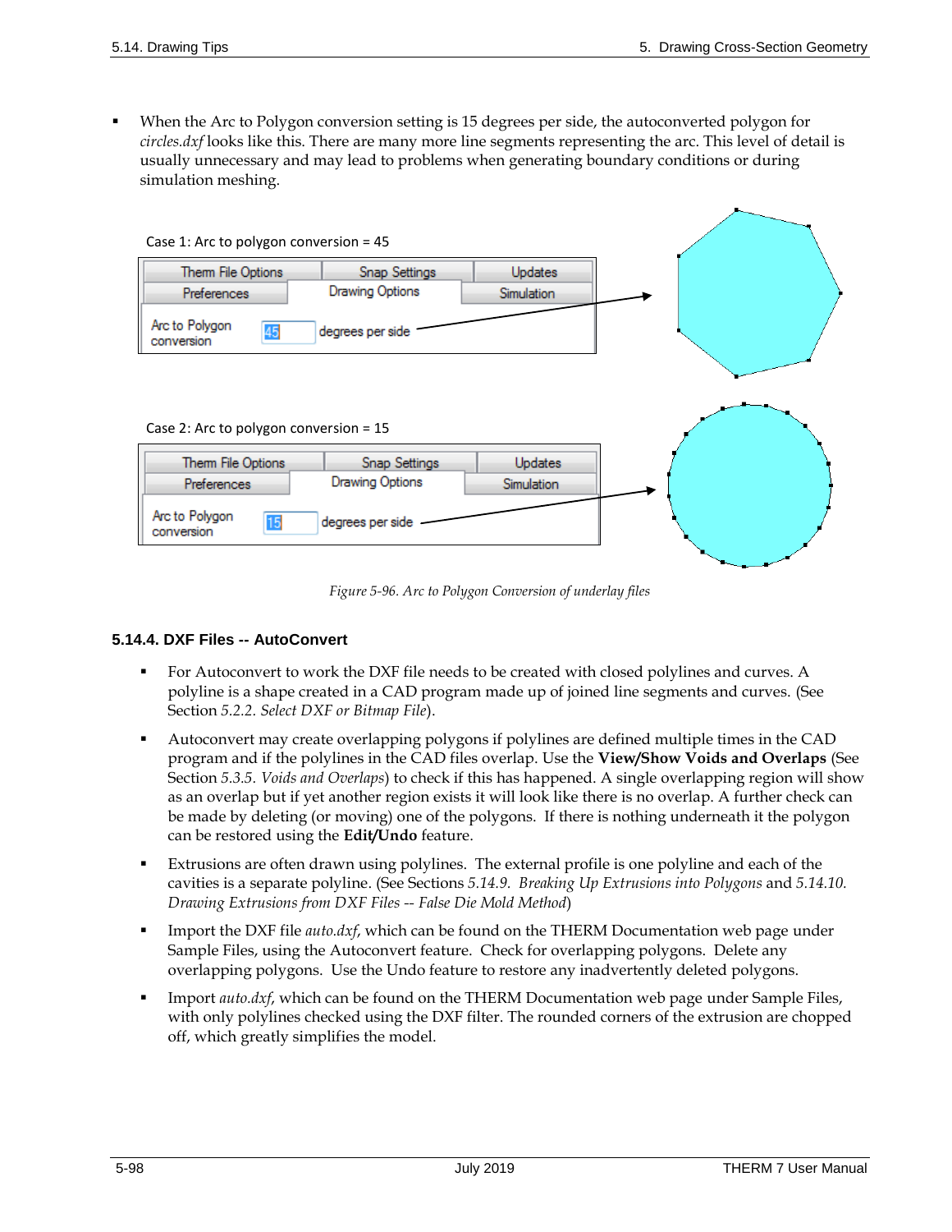- When the Arc to Polygon conversion setting is 15 degrees per side, the autoconverted polygon for *circles.dxf* looks like this. There are many more line segments representing the arc. This level of detail is usually unnecessary and may lead to problems when generating boundary conditions or during simulation meshing.

Case 1: Arc to polygon conversion = 45

Case 2: Arc to polygon conversion = 15

*Figure 5-96. Arc to Polygon Conversion of underlay files*

### 5.14.4. DXF Files -- AutoConvert

- For Autoconvert to work the DXF file needs to be created with closed polylines and curves. A polyline is a shape created in a CAD program made up of joined line segments and curves. (See Section *5.2.2. Select DXF or Bitmap File*).
- Autoconvert may create overlapping polygons if polylines are defined multiple times in the CAD program and if the polylines in the CAD files overlap. Use the **View/Show Voids and Overlaps** (See Section *5.3.5. Voids and Overlaps*) to check if this has happened. A single overlapping region will show as an overlap but if yet another region exists it will look like there is no overlap. A further check can be made by deleting (or moving) one of the polygons. If there is nothing underneath it the polygon can be restored using the **Edit/Undo** feature.
- Extrusions are often drawn using polylines. The external profile is one polyline and each of the cavities is a separate polyline. (See Sections *5.14.9. Breaking Up Extrusions into Polygons* and *5.14.10. Drawing Extrusions from DXF Files -- False Die Mold Method*)
- Import the DXF file *auto.dxf*, which can be found on the THERM Documentation web page under Sample Files, using the Autoconvert feature. Check for overlapping polygons. Delete any overlapping polygons. Use the Undo feature to restore any inadvertently deleted polygons.
- Import *auto.dxf*, which can be found on the THERM Documentation web page under Sample Files, with only polylines checked using the DXF filter. The rounded corners of the extrusion are chopped off, which greatly simplifies the model.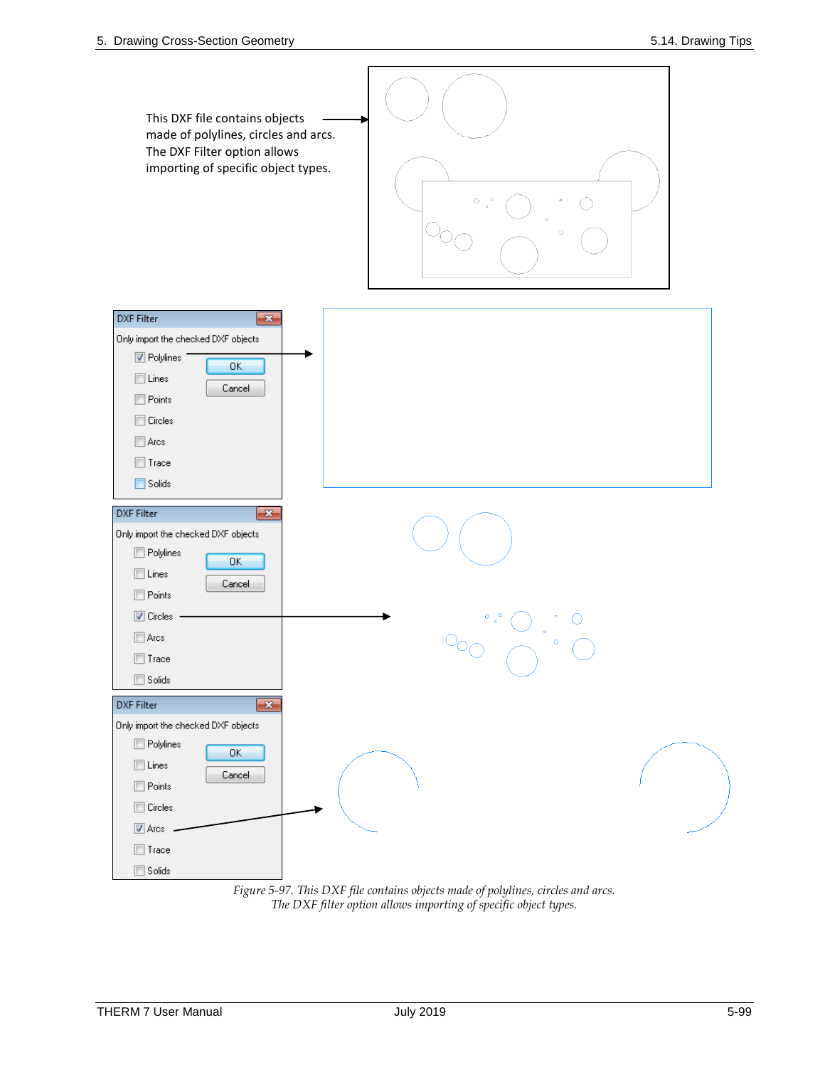This DXF file contains objects made of polylines, circles and arcs. The DXF Filter option allows importing of specific object types.

DXF Filter

Only import the checked DXF objects

- [x] Polylines
- [ ] Lines
- [ ] Points
- [ ] Circles
- [ ] Arcs
- [ ] Trace
- [ ] Solids

OK | Cancel

DXF Filter

Only import the checked DXF objects

- [ ] Polylines
- [ ] Lines
- [ ] Points
- [x] Circles
- [ ] Arcs
- [ ] Trace
- [ ] Solids

OK | Cancel

DXF Filter

Only import the checked DXF objects

- [ ] Polylines
- [ ] Lines
- [ ] Points
- [ ] Circles
- [x] Arcs
- [ ] Trace
- [ ] Solids

OK | Cancel

*Figure 5-97. This DXF file contains objects made of polylines, circles and arcs. The DXF filter option allows importing of specific object types.*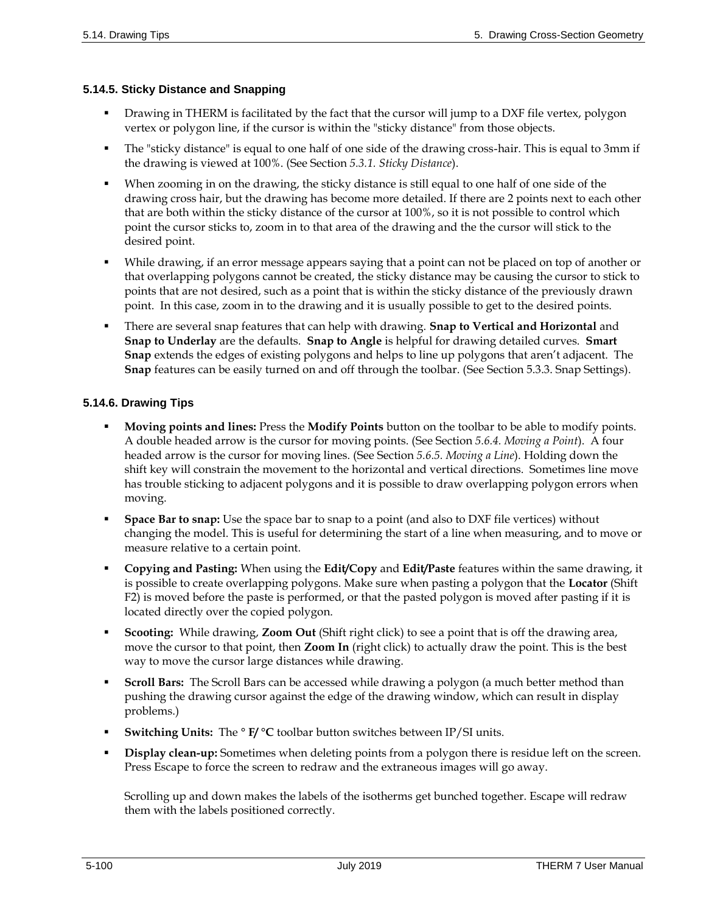### 5.14.5. Sticky Distance and Snapping

- Drawing in THERM is facilitated by the fact that the cursor will jump to a DXF file vertex, polygon vertex or polygon line, if the cursor is within the "sticky distance" from those objects.
- The "sticky distance" is equal to one half of one side of the drawing cross-hair. This is equal to 3mm if the drawing is viewed at 100%. (See Section *5.3.1. Sticky Distance*).
- When zooming in on the drawing, the sticky distance is still equal to one half of one side of the drawing cross hair, but the drawing has become more detailed. If there are 2 points next to each other that are both within the sticky distance of the cursor at 100%, so it is not possible to control which point the cursor sticks to, zoom in to that area of the drawing and the the cursor will stick to the desired point.
- While drawing, if an error message appears saying that a point can not be placed on top of another or that overlapping polygons cannot be created, the sticky distance may be causing the cursor to stick to points that are not desired, such as a point that is within the sticky distance of the previously drawn point. In this case, zoom in to the drawing and it is usually possible to get to the desired points.
- There are several snap features that can help with drawing. **Snap to Vertical and Horizontal** and **Snap to Underlay** are the defaults. **Snap to Angle** is helpful for drawing detailed curves. **Smart Snap** extends the edges of existing polygons and helps to line up polygons that aren't adjacent. The **Snap** features can be easily turned on and off through the toolbar. (See Section 5.3.3. Snap Settings).

### 5.14.6. Drawing Tips

- **Moving points and lines:** Press the **Modify Points** button on the toolbar to be able to modify points. A double headed arrow is the cursor for moving points. (See Section *5.6.4. Moving a Point*). A four headed arrow is the cursor for moving lines. (See Section *5.6.5. Moving a Line*). Holding down the shift key will constrain the movement to the horizontal and vertical directions. Sometimes line move has trouble sticking to adjacent polygons and it is possible to draw overlapping polygon errors when moving.
- **Space Bar to snap:** Use the space bar to snap to a point (and also to DXF file vertices) without changing the model. This is useful for determining the start of a line when measuring, and to move or measure relative to a certain point.
- **Copying and Pasting:** When using the **Edit/Copy** and **Edit/Paste** features within the same drawing, it is possible to create overlapping polygons. Make sure when pasting a polygon that the **Locator** (Shift F2) is moved before the paste is performed, or that the pasted polygon is moved after pasting if it is located directly over the copied polygon.
- **Scooting:** While drawing, **Zoom Out** (Shift right click) to see a point that is off the drawing area, move the cursor to that point, then **Zoom In** (right click) to actually draw the point. This is the best way to move the cursor large distances while drawing.
- **Scroll Bars:** The Scroll Bars can be accessed while drawing a polygon (a much better method than pushing the drawing cursor against the edge of the drawing window, which can result in display problems.)
- **Switching Units:** The **° F/ °C** toolbar button switches between IP/SI units.
- **Display clean-up:** Sometimes when deleting points from a polygon there is residue left on the screen. Press Escape to force the screen to redraw and the extraneous images will go away.

  Scrolling up and down makes the labels of the isotherms get bunched together. Escape will redraw them with the labels positioned correctly.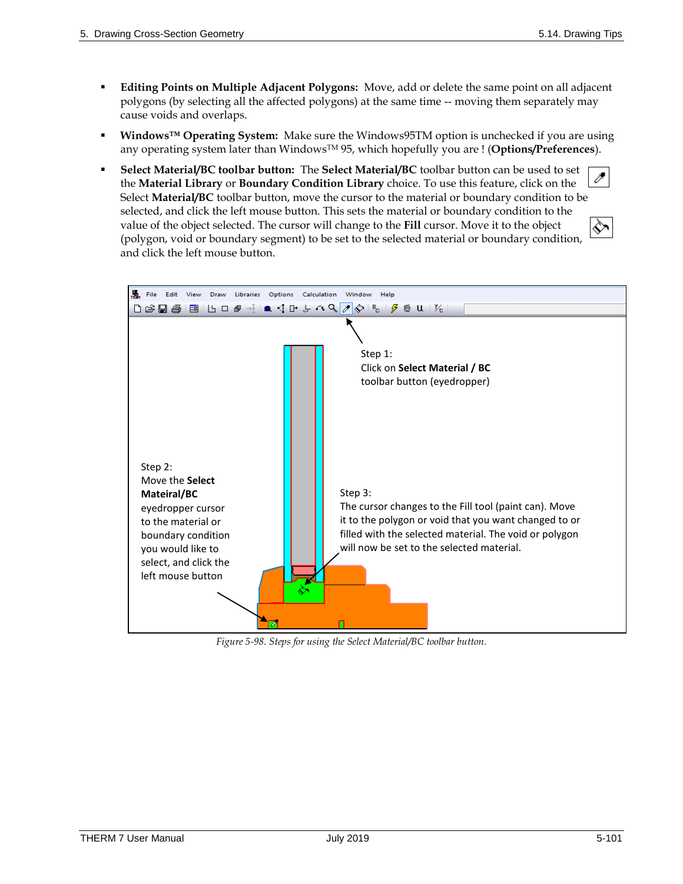- **Editing Points on Multiple Adjacent Polygons:** Move, add or delete the same point on all adjacent polygons (by selecting all the affected polygons) at the same time -- moving them separately may cause voids and overlaps.
- **Windows™ Operating System:** Make sure the Windows95TM option is unchecked if you are using any operating system later than Windows™ 95, which hopefully you are ! (**Options/Preferences**).
- **Select Material/BC toolbar button:** The **Select Material/BC** toolbar button can be used to set the **Material Library** or **Boundary Condition Library** choice. To use this feature, click on the Select **Material/BC** toolbar button, move the cursor to the material or boundary condition to be selected, and click the left mouse button. This sets the material or boundary condition to the value of the object selected. The cursor will change to the **Fill** cursor. Move it to the object (polygon, void or boundary segment) to be set to the selected material or boundary condition, and click the left mouse button.

Step 1:
Click on **Select Material / BC** toolbar button (eyedropper)

Step 2:
Move the **Select Mateiral/BC** eyedropper cursor to the material or boundary condition you would like to select, and click the left mouse button

Step 3:
The cursor changes to the Fill tool (paint can). Move it to the polygon or void that you want changed to or filled with the selected material. The void or polygon will now be set to the selected material.

*Figure 5-98. Steps for using the Select Material/BC toolbar button.*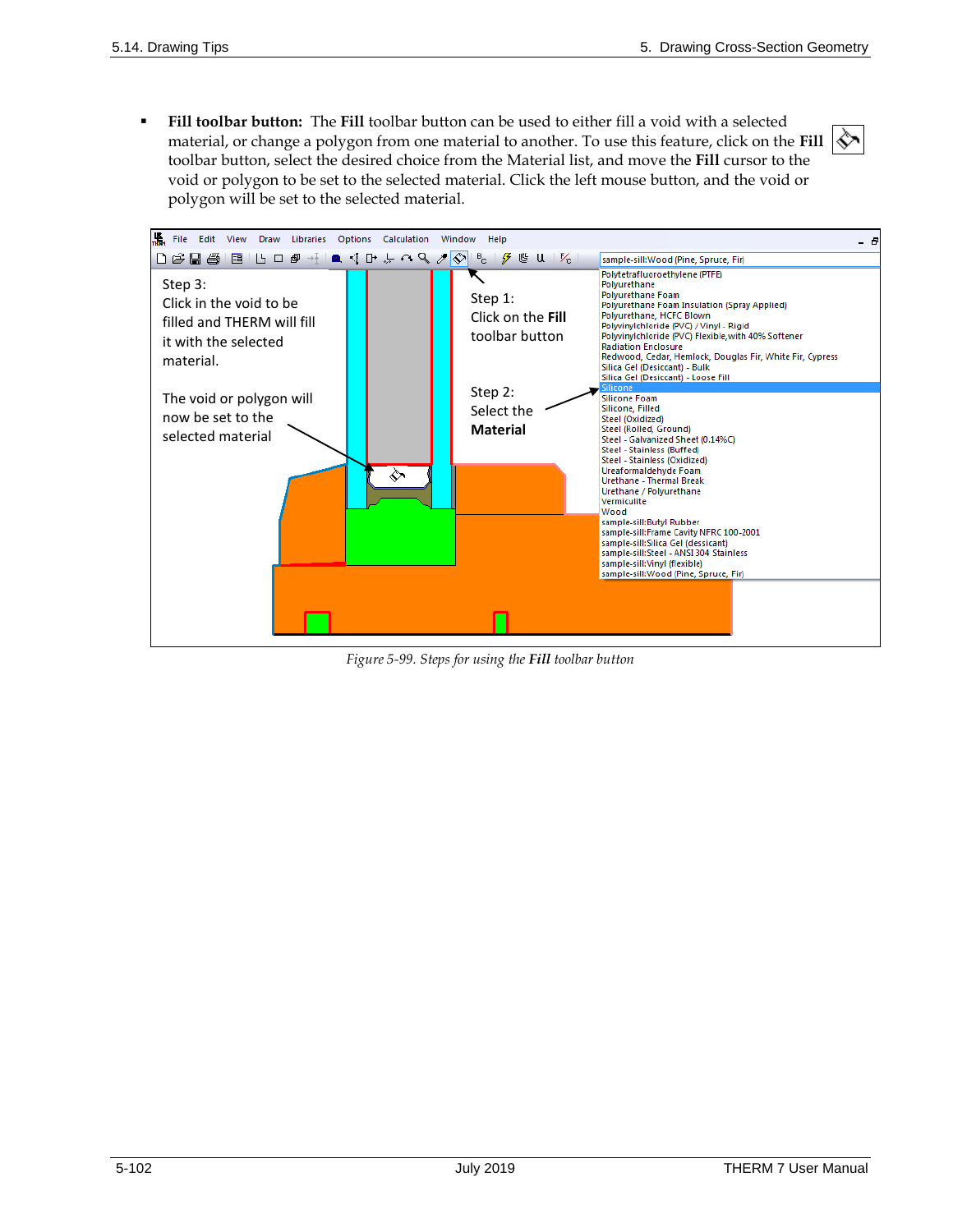- **Fill toolbar button:** The **Fill** toolbar button can be used to either fill a void with a selected material, or change a polygon from one material to another. To use this feature, click on the **Fill** toolbar button, select the desired choice from the Material list, and move the **Fill** cursor to the void or polygon to be set to the selected material. Click the left mouse button, and the void or polygon will be set to the selected material.

*Figure 5-99. Steps for using the **Fill** toolbar button*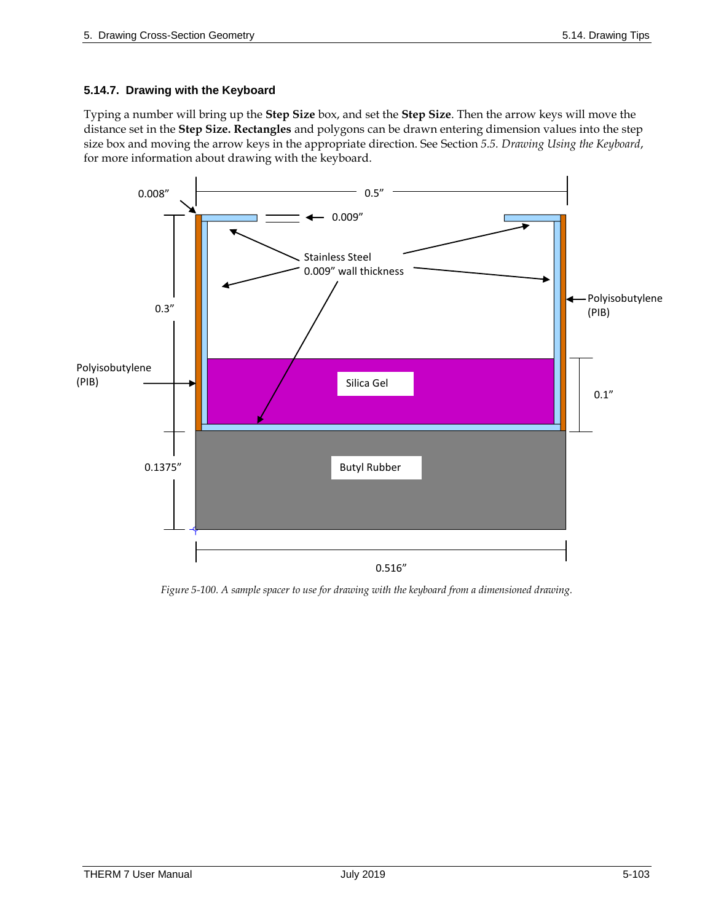### 5.14.7. Drawing with the Keyboard

Typing a number will bring up the **Step Size** box, and set the **Step Size**. Then the arrow keys will move the distance set in the **Step Size. Rectangles** and polygons can be drawn entering dimension values into the step size box and moving the arrow keys in the appropriate direction. See Section *5.5. Drawing Using the Keyboard*, for more information about drawing with the keyboard.

*Figure 5-100. A sample spacer to use for drawing with the keyboard from a dimensioned drawing.*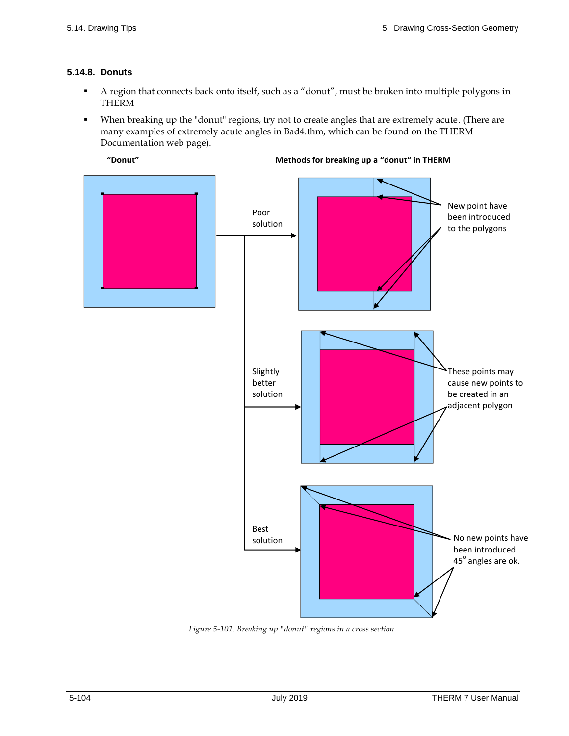### 5.14.8. Donuts

- A region that connects back onto itself, such as a "donut", must be broken into multiple polygons in THERM
- When breaking up the "donut" regions, try not to create angles that are extremely acute. (There are many examples of extremely acute angles in Bad4.thm, which can be found on the THERM Documentation web page).

"Donut"

Methods for breaking up a "donut" in THERM

Poor solution

New point have been introduced to the polygons

Slightly better solution

These points may cause new points to be created in an adjacent polygon

Best solution

No new points have been introduced. $45^{\circ}$ angles are ok.

*Figure 5-101. Breaking up "donut" regions in a cross section.*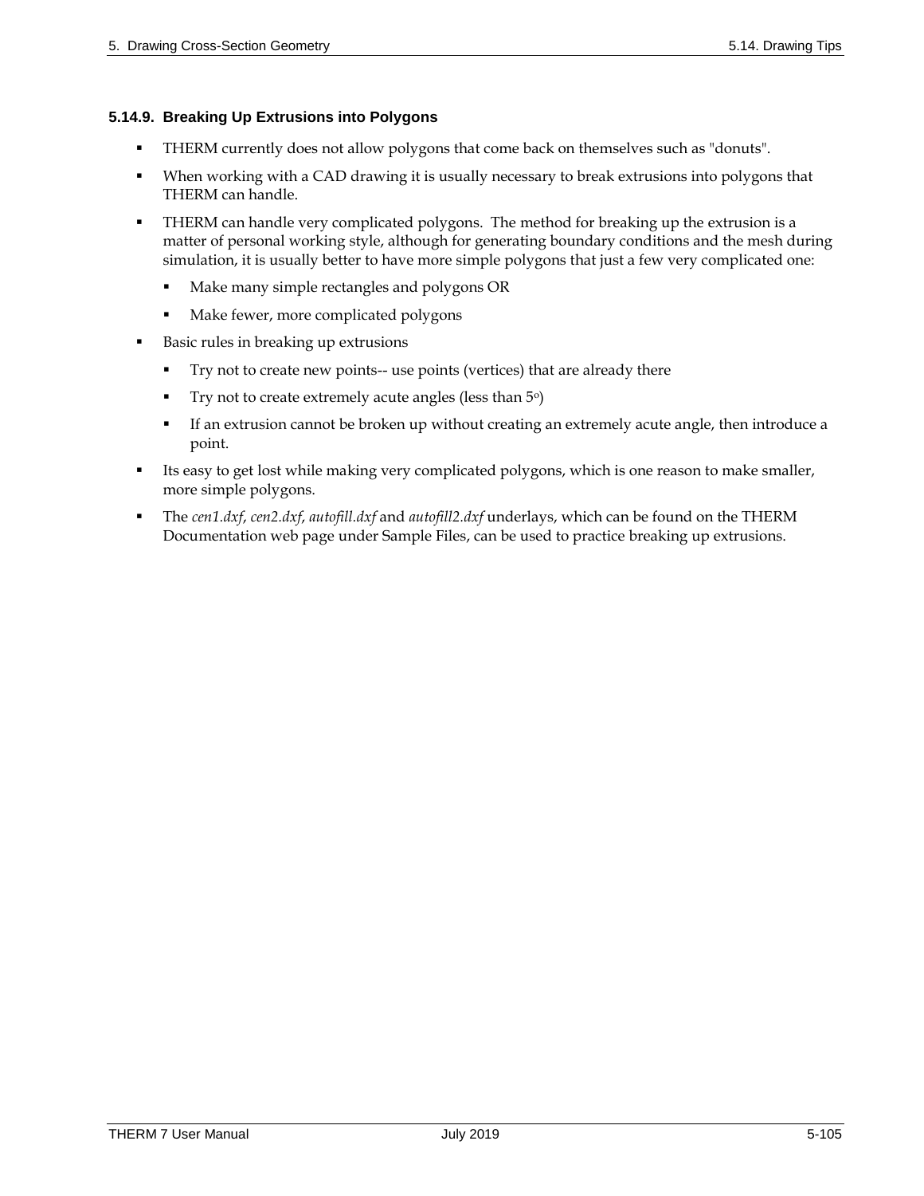### 5.14.9. Breaking Up Extrusions into Polygons

- THERM currently does not allow polygons that come back on themselves such as "donuts".
- When working with a CAD drawing it is usually necessary to break extrusions into polygons that THERM can handle.
- THERM can handle very complicated polygons. The method for breaking up the extrusion is a matter of personal working style, although for generating boundary conditions and the mesh during simulation, it is usually better to have more simple polygons that just a few very complicated one:
  - Make many simple rectangles and polygons OR
  - Make fewer, more complicated polygons
- Basic rules in breaking up extrusions
  - Try not to create new points-- use points (vertices) that are already there
  - Try not to create extremely acute angles (less than 5°)
  - If an extrusion cannot be broken up without creating an extremely acute angle, then introduce a point.
- Its easy to get lost while making very complicated polygons, which is one reason to make smaller, more simple polygons.
- The *cen1.dxf*, *cen2.dxf*, *autofill.dxf* and *autofill2.dxf* underlays, which can be found on the THERM Documentation web page under Sample Files, can be used to practice breaking up extrusions.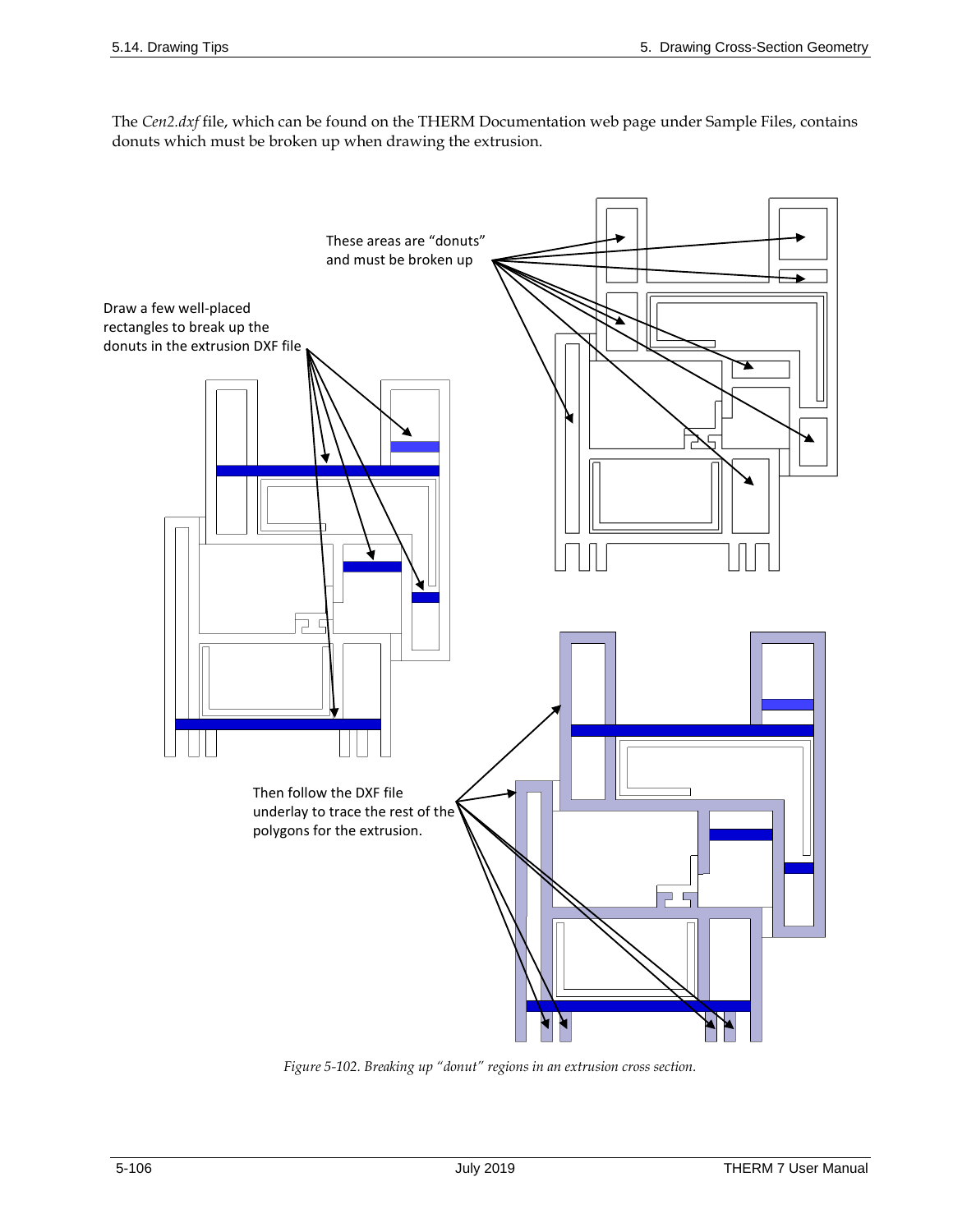The *Cen2.dxf* file, which can be found on the THERM Documentation web page under Sample Files, contains donuts which must be broken up when drawing the extrusion.

These areas are "donuts" and must be broken up

Draw a few well-placed rectangles to break up the donuts in the extrusion DXF file

Then follow the DXF file underlay to trace the rest of the polygons for the extrusion.

*Figure 5-102. Breaking up "donut" regions in an extrusion cross section.*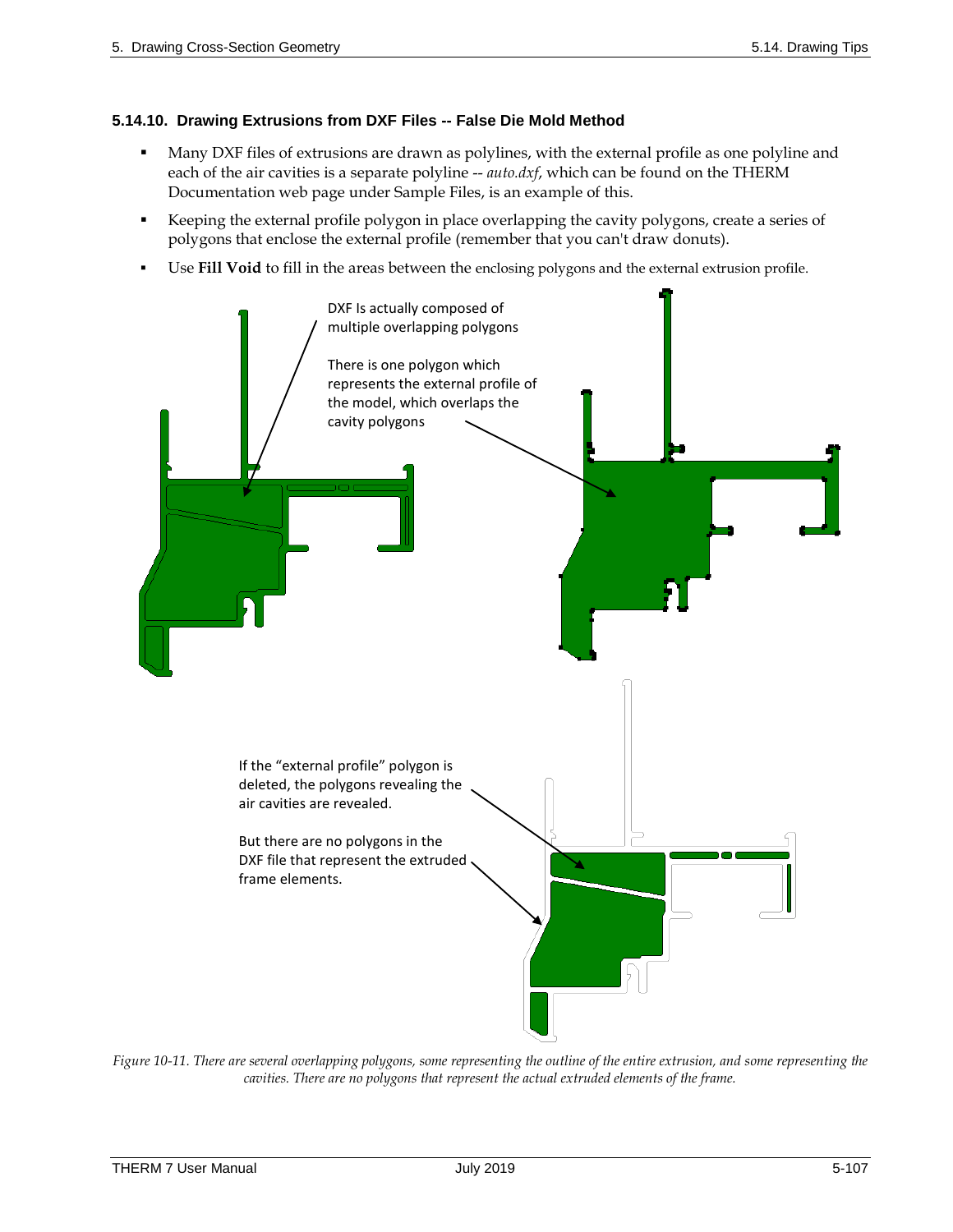### 5.14.10. Drawing Extrusions from DXF Files -- False Die Mold Method

- Many DXF files of extrusions are drawn as polylines, with the external profile as one polyline and each of the air cavities is a separate polyline -- *auto.dxf*, which can be found on the THERM Documentation web page under Sample Files, is an example of this.
- Keeping the external profile polygon in place overlapping the cavity polygons, create a series of polygons that enclose the external profile (remember that you can't draw donuts).
- Use **Fill Void** to fill in the areas between the enclosing polygons and the external extrusion profile.

DXF Is actually composed of multiple overlapping polygons

There is one polygon which represents the external profile of the model, which overlaps the cavity polygons

If the "external profile" polygon is deleted, the polygons revealing the air cavities are revealed.

But there are no polygons in the DXF file that represent the extruded frame elements.

*Figure 10-11. There are several overlapping polygons, some representing the outline of the entire extrusion, and some representing the cavities. There are no polygons that represent the actual extruded elements of the frame.*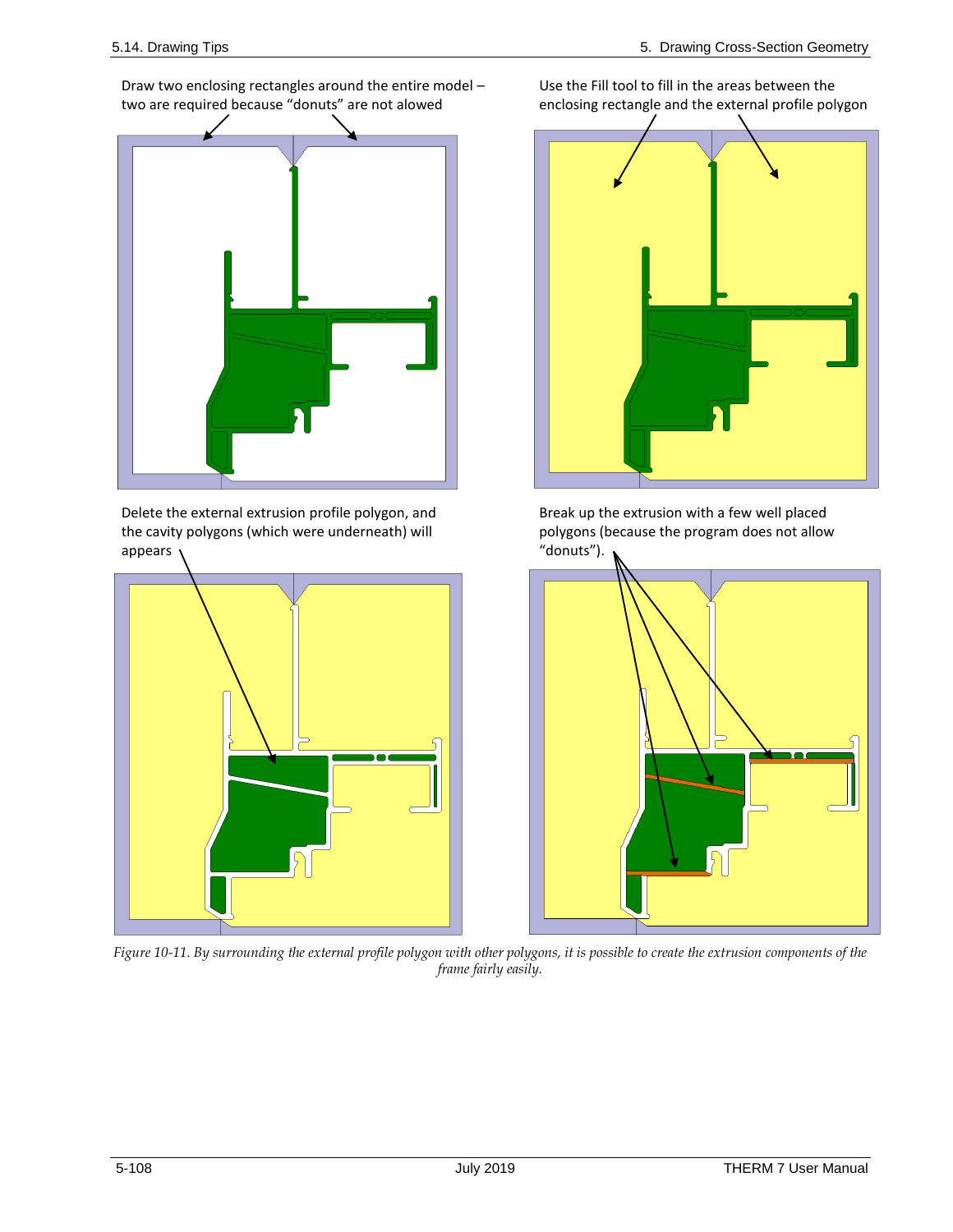Draw two enclosing rectangles around the entire model – two are required because "donuts" are not allowed

Use the Fill tool to fill in the areas between the enclosing rectangle and the external profile polygon

Delete the external extrusion profile polygon, and the cavity polygons (which were underneath) will appears

Break up the extrusion with a few well placed polygons (because the program does not allow "donuts").

*Figure 10-11. By surrounding the external profile polygon with other polygons, it is possible to create the extrusion components of the frame fairly easily.*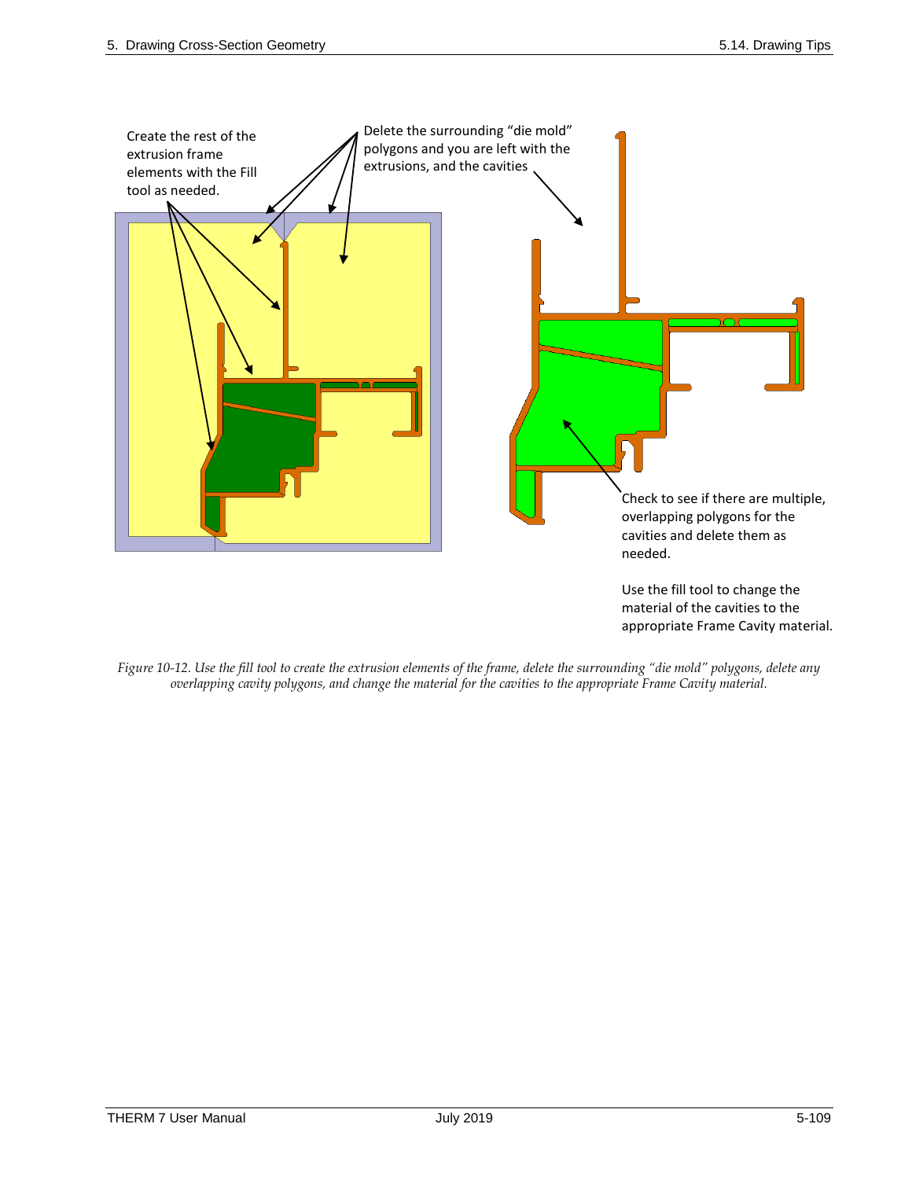Create the rest of the extrusion frame elements with the Fill tool as needed.

Delete the surrounding "die mold" polygons and you are left with the extrusions, and the cavities

Check to see if there are multiple, overlapping polygons for the cavities and delete them as needed.

Use the fill tool to change the material of the cavities to the appropriate Frame Cavity material.

*Figure 10-12. Use the fill tool to create the extrusion elements of the frame, delete the surrounding "die mold" polygons, delete any overlapping cavity polygons, and change the material for the cavities to the appropriate Frame Cavity material.*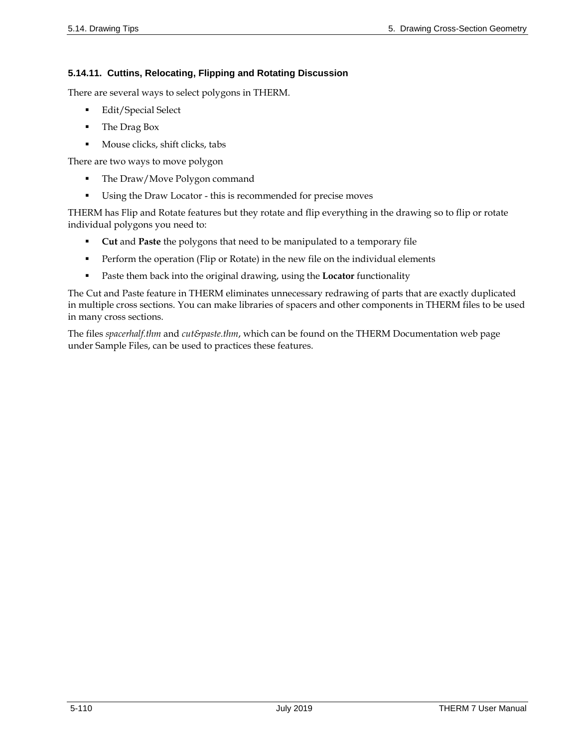### 5.14.11. Cuttins, Relocating, Flipping and Rotating Discussion

There are several ways to select polygons in THERM.

- Edit/Special Select
- The Drag Box
- Mouse clicks, shift clicks, tabs

There are two ways to move polygon

- The Draw/Move Polygon command
- Using the Draw Locator - this is recommended for precise moves

THERM has Flip and Rotate features but they rotate and flip everything in the drawing so to flip or rotate individual polygons you need to:

- **Cut** and **Paste** the polygons that need to be manipulated to a temporary file
- Perform the operation (Flip or Rotate) in the new file on the individual elements
- Paste them back into the original drawing, using the **Locator** functionality

The Cut and Paste feature in THERM eliminates unnecessary redrawing of parts that are exactly duplicated in multiple cross sections. You can make libraries of spacers and other components in THERM files to be used in many cross sections.

The files *spacerhalf.thm* and *cut&paste.thm*, which can be found on the THERM Documentation web page under Sample Files, can be used to practices these features.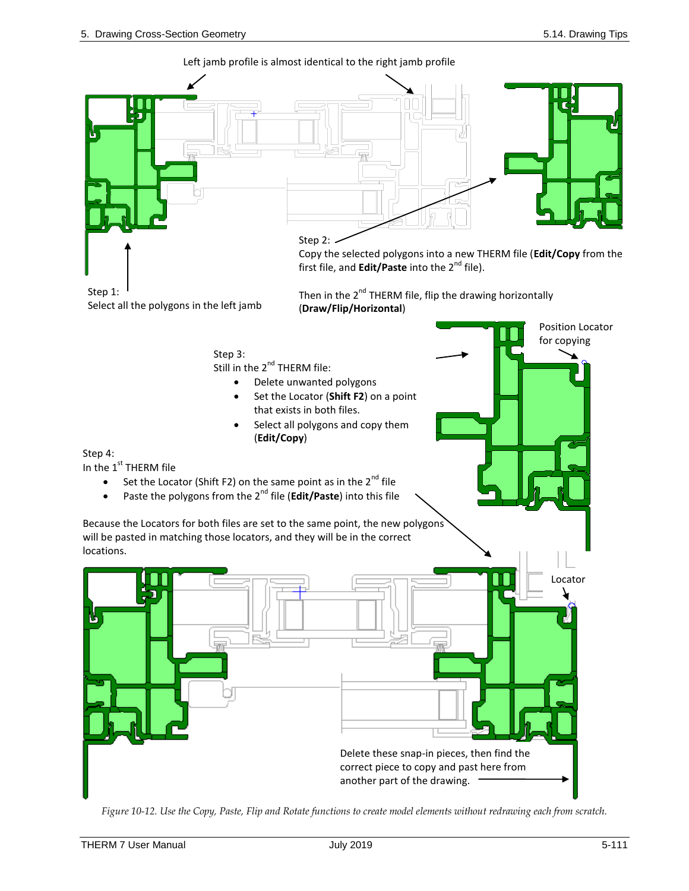Left jamb profile is almost identical to the right jamb profile

Step 1:
Select all the polygons in the left jamb

Step 2:
Copy the selected polygons into a new THERM file (**Edit/Copy** from the first file, and **Edit/Paste** into the 2nd file).

Then in the 2nd THERM file, flip the drawing horizontally (**Draw/Flip/Horizontal**)

Position Locator for copying

Step 3:
Still in the 2nd THERM file:

- Delete unwanted polygons
- Set the Locator (**Shift F2**) on a point that exists in both files.
- Select all polygons and copy them (**Edit/Copy**)

Step 4:
In the 1st THERM file

- Set the Locator (Shift F2) on the same point as in the 2nd file
- Paste the polygons from the 2nd file (**Edit/Paste**) into this file

Because the Locators for both files are set to the same point, the new polygons will be pasted in matching those locators, and they will be in the correct locations.

Locator

Delete these snap-in pieces, then find the correct piece to copy and past here from another part of the drawing.

*Figure 10-12. Use the Copy, Paste, Flip and Rotate functions to create model elements without redrawing each from scratch.*